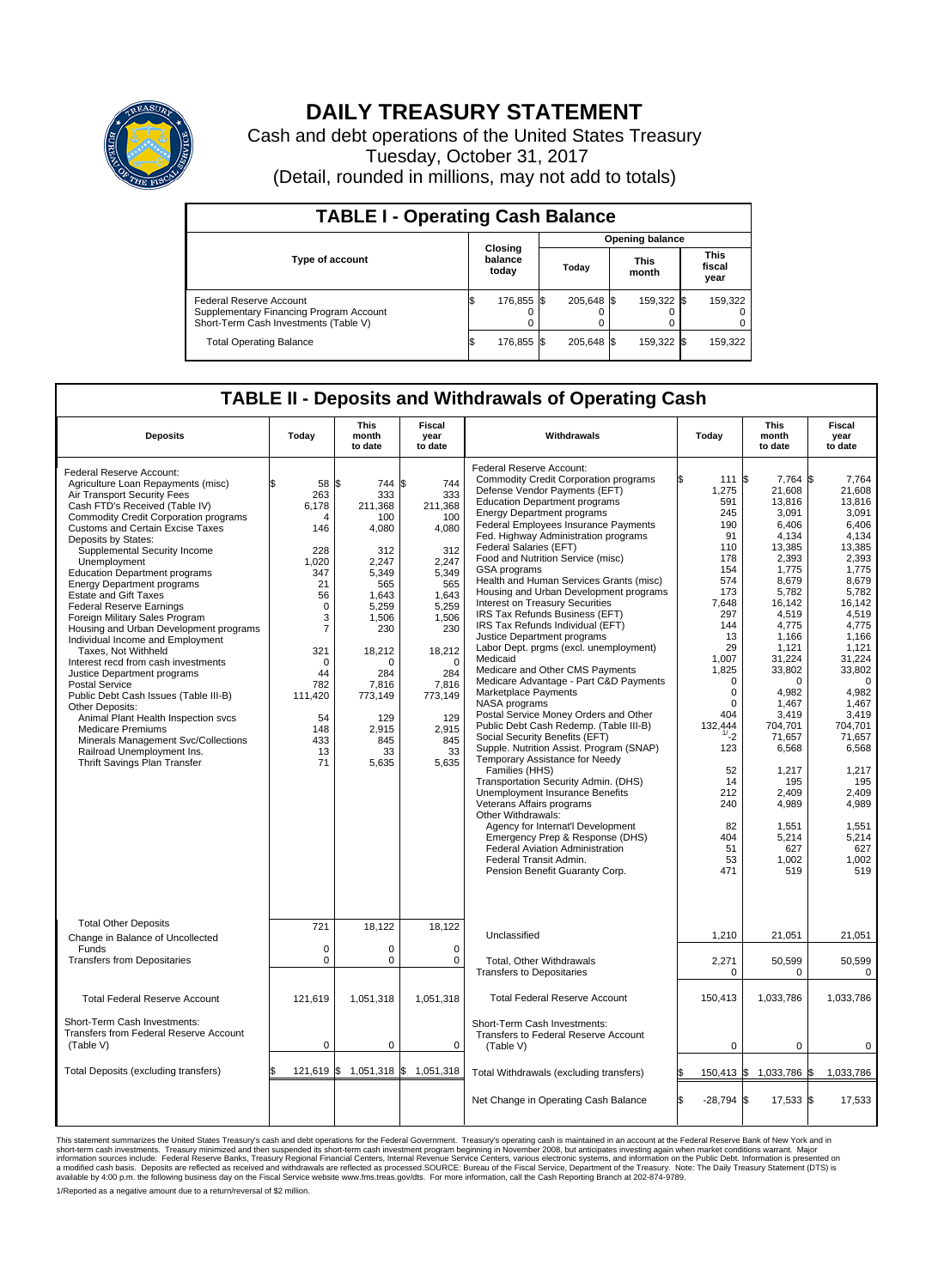# DAILY TREASURY STATEMENT

Cash and debt operations of the United States Treasury
Tuesday, October 31, 2017
(Detail, rounded in millions, may not add to totals)

## TABLE I - Operating Cash Balance

| Type of account | Closing balance today | Opening balance Today | Opening balance This month | Opening balance This fiscal year |
|---|---|---|---|---|
| Federal Reserve Account | $ 176,855 | $ 205,648 | $ 159,322 | $ 159,322 |
| Supplementary Financing Program Account | 0 | 0 | 0 | 0 |
| Short-Term Cash Investments (Table V) | 0 | 0 | 0 | 0 |
| Total Operating Balance | $ 176,855 | $ 205,648 | $ 159,322 | $ 159,322 |

## TABLE II - Deposits and Withdrawals of Operating Cash

| Deposits | Today | This month to date | Fiscal year to date |
|---|---|---|---|
| Federal Reserve Account: | | | |
| Agriculture Loan Repayments (misc) | $ 58 | $ 744 | $ 744 |
| Air Transport Security Fees | 263 | 333 | 333 |
| Cash FTD's Received (Table IV) | 6,178 | 211,368 | 211,368 |
| Commodity Credit Corporation programs | 4 | 100 | 100 |
| Customs and Certain Excise Taxes | 146 | 4,080 | 4,080 |
| Deposits by States: | | | |
| Supplemental Security Income | 228 | 312 | 312 |
| Unemployment | 1,020 | 2,247 | 2,247 |
| Education Department programs | 347 | 5,349 | 5,349 |
| Energy Department programs | 21 | 565 | 565 |
| Estate and Gift Taxes | 56 | 1,643 | 1,643 |
| Federal Reserve Earnings | 0 | 5,259 | 5,259 |
| Foreign Military Sales Program | 3 | 1,506 | 1,506 |
| Housing and Urban Development programs | 7 | 230 | 230 |
| Individual Income and Employment Taxes, Not Withheld | 321 | 18,212 | 18,212 |
| Interest recd from cash investments | 0 | 0 | 0 |
| Justice Department programs | 44 | 284 | 284 |
| Postal Service | 782 | 7,816 | 7,816 |
| Public Debt Cash Issues (Table III-B) | 111,420 | 773,149 | 773,149 |
| Other Deposits: | | | |
| Animal Plant Health Inspection svcs | 54 | 129 | 129 |
| Medicare Premiums | 148 | 2,915 | 2,915 |
| Minerals Management Svc/Collections | 433 | 845 | 845 |
| Railroad Unemployment Ins. | 13 | 33 | 33 |
| Thrift Savings Plan Transfer | 71 | 5,635 | 5,635 |
| Total Other Deposits | 721 | 18,122 | 18,122 |
| Change in Balance of Uncollected Funds | 0 | 0 | 0 |
| Transfers from Depositaries | 0 | 0 | 0 |
| Total Federal Reserve Account | 121,619 | 1,051,318 | 1,051,318 |
| Short-Term Cash Investments: Transfers from Federal Reserve Account (Table V) | 0 | 0 | 0 |
| Total Deposits (excluding transfers) | $ 121,619 | $ 1,051,318 | $ 1,051,318 |

| Withdrawals | Today | This month to date | Fiscal year to date |
|---|---|---|---|
| Federal Reserve Account: | | | |
| Commodity Credit Corporation programs | $ 111 | $ 7,764 | $ 7,764 |
| Defense Vendor Payments (EFT) | 1,275 | 21,608 | 21,608 |
| Education Department programs | 591 | 13,816 | 13,816 |
| Energy Department programs | 245 | 3,091 | 3,091 |
| Federal Employees Insurance Payments | 190 | 6,406 | 6,406 |
| Fed. Highway Administration programs | 91 | 4,134 | 4,134 |
| Federal Salaries (EFT) | 110 | 13,385 | 13,385 |
| Food and Nutrition Service (misc) | 178 | 2,393 | 2,393 |
| GSA programs | 154 | 1,775 | 1,775 |
| Health and Human Services Grants (misc) | 574 | 8,679 | 8,679 |
| Housing and Urban Development programs | 173 | 5,782 | 5,782 |
| Interest on Treasury Securities | 7,648 | 16,142 | 16,142 |
| IRS Tax Refunds Business (EFT) | 297 | 4,519 | 4,519 |
| IRS Tax Refunds Individual (EFT) | 144 | 4,775 | 4,775 |
| Justice Department programs | 13 | 1,166 | 1,166 |
| Labor Dept. prgms (excl. unemployment) | 29 | 1,121 | 1,121 |
| Medicaid | 1,007 | 31,224 | 31,224 |
| Medicare and Other CMS Payments | 1,825 | 33,802 | 33,802 |
| Medicare Advantage - Part C&D Payments | 0 | 0 | 0 |
| Marketplace Payments | 0 | 4,982 | 4,982 |
| NASA programs | 0 | 1,467 | 1,467 |
| Postal Service Money Orders and Other | 404 | 3,419 | 3,419 |
| Public Debt Cash Redemp. (Table III-B) | 132,444 | 704,701 | 704,701 |
| Social Security Benefits (EFT) | 1/ -2 | 71,657 | 71,657 |
| Supple. Nutrition Assist. Program (SNAP) | 123 | 6,568 | 6,568 |
| Temporary Assistance for Needy Families (HHS) | 52 | 1,217 | 1,217 |
| Transportation Security Admin. (DHS) | 14 | 195 | 195 |
| Unemployment Insurance Benefits | 212 | 2,409 | 2,409 |
| Veterans Affairs programs | 240 | 4,989 | 4,989 |
| Other Withdrawals: | | | |
| Agency for Internat'l Development | 82 | 1,551 | 1,551 |
| Emergency Prep & Response (DHS) | 404 | 5,214 | 5,214 |
| Federal Aviation Administration | 51 | 627 | 627 |
| Federal Transit Admin. | 53 | 1,002 | 1,002 |
| Pension Benefit Guaranty Corp. | 471 | 519 | 519 |
| Unclassified | 1,210 | 21,051 | 21,051 |
| Total, Other Withdrawals | 2,271 | 50,599 | 50,599 |
| Transfers to Depositaries | 0 | 0 | 0 |
| Total Federal Reserve Account | 150,413 | 1,033,786 | 1,033,786 |
| Short-Term Cash Investments: Transfers to Federal Reserve Account (Table V) | 0 | 0 | 0 |
| Total Withdrawals (excluding transfers) | $ 150,413 | $ 1,033,786 | $ 1,033,786 |
| Net Change in Operating Cash Balance | $ -28,794 | $ 17,533 | $ 17,533 |

This statement summarizes the United States Treasury's cash and debt operations for the Federal Government. Treasury's operating cash is maintained in an account at the Federal Reserve Bank of New York and in short-term cash investments. Treasury minimized and then suspended its short-term cash investment program beginning in November 2008, but anticipates investing again when market conditions warrant. Major information sources include: Federal Reserve Banks, Treasury Regional Financial Centers, Internal Revenue Service Centers, various electronic systems, and information on the Public Debt. Information is presented on a modified cash basis. Deposits are reflected as received and withdrawals are reflected as processed.SOURCE: Bureau of the Fiscal Service, Department of the Treasury. Note: The Daily Treasury Statement (DTS) is available by 4:00 p.m. the following business day on the Fiscal Service website www.fms.treas.gov/dts. For more information, call the Cash Reporting Branch at 202-874-9789.

1/Reported as a negative amount due to a return/reversal of $2 million.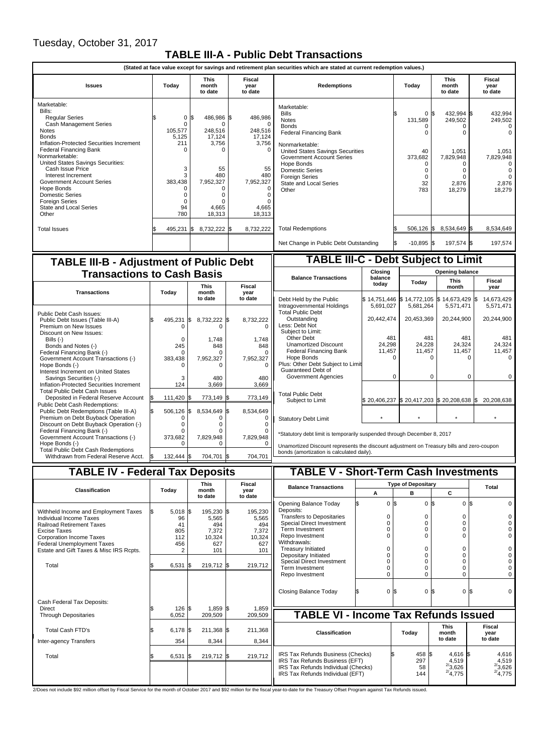Tuesday, October 31, 2017

# TABLE III-A - Public Debt Transactions

(Stated at face value except for savings and retirement plan securities which are stated at current redemption values.)

| Issues | Today | This month to date | Fiscal year to date |
|---|---|---|---|
| Marketable: | | | |
| Bills: | | | |
| Regular Series | $ 0 | $ 486,986 | $ 486,986 |
| Cash Management Series | 0 | 0 | 0 |
| Notes | 105,577 | 248,516 | 248,516 |
| Bonds | 5,125 | 17,124 | 17,124 |
| Inflation-Protected Securities Increment | 211 | 3,756 | 3,756 |
| Federal Financing Bank | 0 | 0 | 0 |
| Nonmarketable: | | | |
| United States Savings Securities: | | | |
| Cash Issue Price | 3 | 55 | 55 |
| Interest Increment | 3 | 480 | 480 |
| Government Account Series | 383,438 | 7,952,327 | 7,952,327 |
| Hope Bonds | 0 | 0 | 0 |
| Domestic Series | 0 | 0 | 0 |
| Foreign Series | 0 | 0 | 0 |
| State and Local Series | 94 | 4,665 | 4,665 |
| Other | 780 | 18,313 | 18,313 |
| Total Issues | $ 495,231 | $ 8,732,222 | $ 8,732,222 |

| Redemptions | Today | This month to date | Fiscal year to date |
|---|---|---|---|
| Marketable: | | | |
| Bills | $ 0 | $ 432,994 | $ 432,994 |
| Notes | 131,589 | 249,502 | 249,502 |
| Bonds | 0 | 0 | 0 |
| Federal Financing Bank | 0 | 0 | 0 |
| Nonmarketable: | | | |
| United States Savings Securities | 40 | 1,051 | 1,051 |
| Government Account Series | 373,682 | 7,829,948 | 7,829,948 |
| Hope Bonds | 0 | 0 | 0 |
| Domestic Series | 0 | 0 | 0 |
| Foreign Series | 0 | 0 | 0 |
| State and Local Series | 32 | 2,876 | 2,876 |
| Other | 783 | 18,279 | 18,279 |
| Total Redemptions | $ 506,126 | $ 8,534,649 | $ 8,534,649 |
| Net Change in Public Debt Outstanding | $ -10,895 | $ 197,574 | $ 197,574 |

# TABLE III-B - Adjustment of Public Debt Transactions to Cash Basis

| Transactions | Today | This month to date | Fiscal year to date |
|---|---|---|---|
| Public Debt Cash Issues: | | | |
| Public Debt Issues (Table III-A) | $ 495,231 | $ 8,732,222 | $ 8,732,222 |
| Premium on New Issues | 0 | 0 | 0 |
| Discount on New Issues: | | | |
| Bills (-) | 0 | 1,748 | 1,748 |
| Bonds and Notes (-) | 245 | 848 | 848 |
| Federal Financing Bank (-) | 0 | 0 | 0 |
| Government Account Transactions (-) | 383,438 | 7,952,327 | 7,952,327 |
| Hope Bonds (-) | 0 | 0 | 0 |
| Interest Increment on United States Savings Securities (-) | 3 | 480 | 480 |
| Inflation-Protected Securities Increment | 124 | 3,669 | 3,669 |
| Total Public Debt Cash Issues Deposited in Federal Reserve Account | $ 111,420 | $ 773,149 | $ 773,149 |
| Public Debt Cash Redemptions: | | | |
| Public Debt Redemptions (Table III-A) | $ 506,126 | $ 8,534,649 | $ 8,534,649 |
| Premium on Debt Buyback Operation | 0 | 0 | 0 |
| Discount on Debt Buyback Operation (-) | 0 | 0 | 0 |
| Federal Financing Bank (-) | 0 | 0 | 0 |
| Government Account Transactions (-) | 373,682 | 7,829,948 | 7,829,948 |
| Hope Bonds (-) | 0 | 0 | 0 |
| Total Public Debt Cash Redemptions Withdrawn from Federal Reserve Acct. | $ 132,444 | $ 704,701 | $ 704,701 |

# TABLE III-C - Debt Subject to Limit

| Balance Transactions | Closing balance today | Opening balance Today | Opening balance This month | Opening balance Fiscal year |
|---|---|---|---|---|
| Debt Held by the Public | $ 14,751,446 | $ 14,772,105 | $ 14,673,429 | $ 14,673,429 |
| Intragovernmental Holdings | 5,691,027 | 5,681,264 | 5,571,471 | 5,571,471 |
| Total Public Debt Outstanding | 20,442,474 | 20,453,369 | 20,244,900 | 20,244,900 |
| Less: Debt Not Subject to Limit: | | | | |
| Other Debt | 481 | 481 | 481 | 481 |
| Unamortized Discount | 24,298 | 24,228 | 24,324 | 24,324 |
| Federal Financing Bank | 11,457 | 11,457 | 11,457 | 11,457 |
| Hope Bonds | 0 | 0 | 0 | 0 |
| Plus: Other Debt Subject to Limit | | | | |
| Guaranteed Debt of Government Agencies | 0 | 0 | 0 | 0 |
| Total Public Debt Subject to Limit | $ 20,406,237 | $ 20,417,203 | $ 20,208,638 | $ 20,208,638 |
| Statutory Debt Limit | * | * | * | * |

*Statutory debt limit is temporarily suspended through December 8, 2017

Unamortized Discount represents the discount adjustment on Treasury bills and zero-coupon bonds (amortization is calculated daily).

# TABLE IV - Federal Tax Deposits

| Classification | Today | This month to date | Fiscal year to date |
|---|---|---|---|
| Withheld Income and Employment Taxes | $ 5,018 | $ 195,230 | $ 195,230 |
| Individual Income Taxes | 96 | 5,565 | 5,565 |
| Railroad Retirement Taxes | 41 | 494 | 494 |
| Excise Taxes | 805 | 7,372 | 7,372 |
| Corporation Income Taxes | 112 | 10,324 | 10,324 |
| Federal Unemployment Taxes | 456 | 627 | 627 |
| Estate and Gift Taxes & Misc IRS Rcpts. | 2 | 101 | 101 |
| Total | $ 6,531 | $ 219,712 | $ 219,712 |
| Cash Federal Tax Deposits: | | | |
| Direct | $ 126 | $ 1,859 | $ 1,859 |
| Through Depositaries | 6,052 | 209,509 | 209,509 |
| Total Cash FTD's | $ 6,178 | $ 211,368 | $ 211,368 |
| Inter-agency Transfers | 354 | 8,344 | 8,344 |
| Total | $ 6,531 | $ 219,712 | $ 219,712 |

# TABLE V - Short-Term Cash Investments

| Balance Transactions | Type of Depositary A | Type of Depositary B | Type of Depositary C | Total |
|---|---|---|---|---|
| Opening Balance Today | $ 0 | $ 0 | $ 0 | $ 0 |
| Deposits: | | | | |
| Transfers to Depositaries | 0 | 0 | 0 | 0 |
| Special Direct Investment | 0 | 0 | 0 | 0 |
| Term Investment | 0 | 0 | 0 | 0 |
| Repo Investment | 0 | 0 | 0 | 0 |
| Withdrawals: | | | | |
| Treasury Initiated | 0 | 0 | 0 | 0 |
| Depositary Initiated | 0 | 0 | 0 | 0 |
| Special Direct Investment | 0 | 0 | 0 | 0 |
| Term Investment | 0 | 0 | 0 | 0 |
| Repo Investment | 0 | 0 | 0 | 0 |
| Closing Balance Today | $ 0 | $ 0 | $ 0 | $ 0 |

# TABLE VI - Income Tax Refunds Issued

| Classification | Today | This month to date | Fiscal year to date |
|---|---|---|---|
| IRS Tax Refunds Business (Checks) | $ 458 | $ 4,616 | $ 4,616 |
| IRS Tax Refunds Business (EFT) | 297 | 4,519 | 4,519 |
| IRS Tax Refunds Individual (Checks) | 58 | [2/] 3,626 | [2/] 3,626 |
| IRS Tax Refunds Individual (EFT) | 144 | [2/] 4,775 | [2/] 4,775 |

2/Does not include $92 million offset by Fiscal Service for the month of October 2017 and $92 million for the fiscal year-to-date for the Treasury Offset Program against Tax Refunds issued.